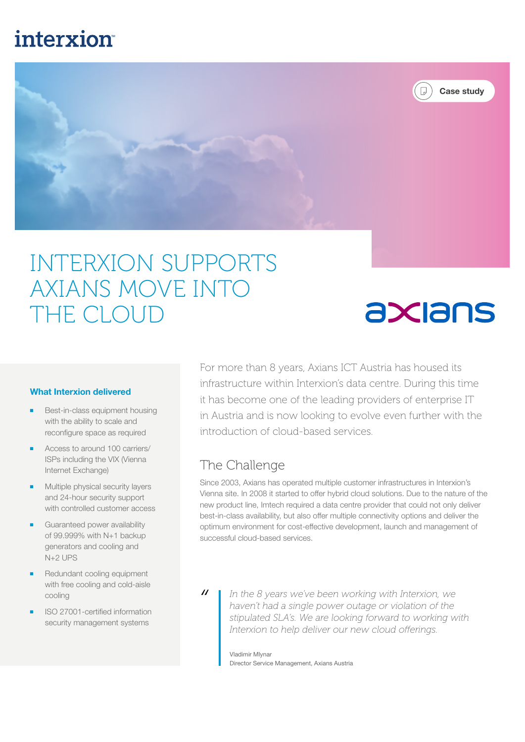interxion

Case study

# INTERXION SUPPORTS AXIANS MOVE INTO THE CLOUD

axians

For more than 8 years, Axians ICT Austria has housed its infrastructure within Interxion's data centre. During this time it has become one of the leading providers of enterprise IT in Austria and is now looking to evolve even further with the introduction of cloud-based services.

## The Challenge

Since 2003, Axians has operated multiple customer infrastructures in Interxion's Vienna site. In 2008 it started to offer hybrid cloud solutions. Due to the nature of the new product line, Imtech required a data centre provider that could not only deliver best-in-class availability, but also offer multiple connectivity options and deliver the optimum environment for cost-effective development, launch and management of successful cloud-based services.

> *In the 8 years we've been working with Interxion, we haven't had a single power outage or violation of the stipulated SLA's. We are looking forward to working with Interxion to help deliver our new cloud offerings.*
>
> Vladimir Mlynar
> Director Service Management, Axians Austria

### What Interxion delivered

- Best-in-class equipment housing with the ability to scale and reconfigure space as required
- Access to around 100 carriers/ ISPs including the VIX (Vienna Internet Exchange)
- Multiple physical security layers and 24-hour security support with controlled customer access
- Guaranteed power availability of 99.999% with N+1 backup generators and cooling and N+2 UPS
- Redundant cooling equipment with free cooling and cold-aisle cooling
- ISO 27001-certified information security management systems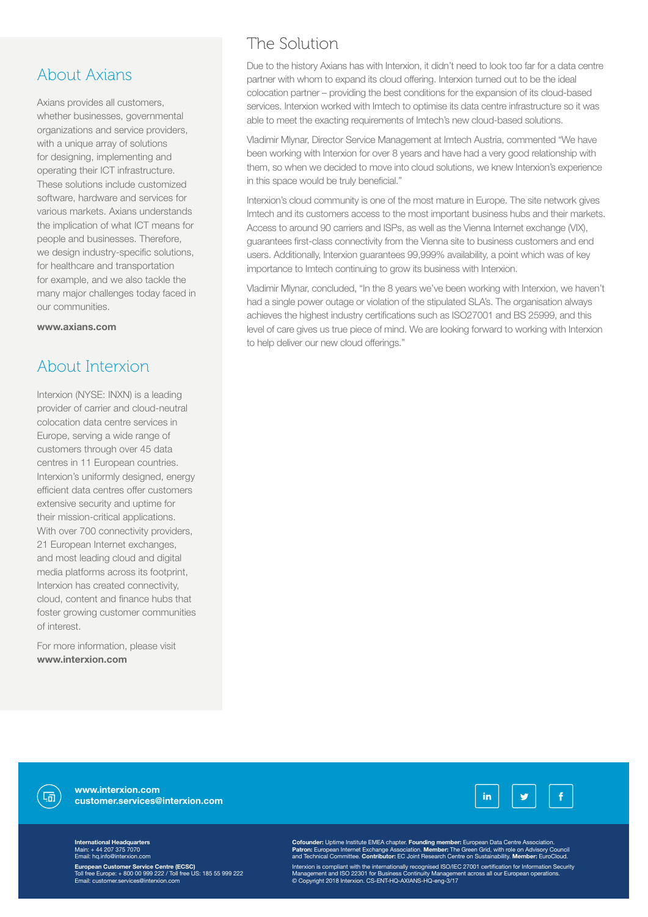## About Axians

Axians provides all customers, whether businesses, governmental organizations and service providers, with a unique array of solutions for designing, implementing and operating their ICT infrastructure. These solutions include customized software, hardware and services for various markets. Axians understands the implication of what ICT means for people and businesses. Therefore, we design industry-specific solutions, for healthcare and transportation for example, and we also tackle the many major challenges today faced in our communities.

**www.axians.com**

## About Interxion

Interxion (NYSE: INXN) is a leading provider of carrier and cloud-neutral colocation data centre services in Europe, serving a wide range of customers through over 45 data centres in 11 European countries. Interxion's uniformly designed, energy efficient data centres offer customers extensive security and uptime for their mission-critical applications. With over 700 connectivity providers, 21 European Internet exchanges, and most leading cloud and digital media platforms across its footprint, Interxion has created connectivity, cloud, content and finance hubs that foster growing customer communities of interest.

For more information, please visit **www.interxion.com**

## The Solution

Due to the history Axians has with Interxion, it didn't need to look too far for a data centre partner with whom to expand its cloud offering. Interxion turned out to be the ideal colocation partner – providing the best conditions for the expansion of its cloud-based services. Interxion worked with Imtech to optimise its data centre infrastructure so it was able to meet the exacting requirements of Imtech's new cloud-based solutions.

Vladimir Mlynar, Director Service Management at Imtech Austria, commented "We have been working with Interxion for over 8 years and have had a very good relationship with them, so when we decided to move into cloud solutions, we knew Interxion's experience in this space would be truly beneficial."

Interxion's cloud community is one of the most mature in Europe. The site network gives Imtech and its customers access to the most important business hubs and their markets. Access to around 90 carriers and ISPs, as well as the Vienna Internet exchange (VIX), guarantees first-class connectivity from the Vienna site to business customers and end users. Additionally, Interxion guarantees 99,999% availability, a point which was of key importance to Imtech continuing to grow its business with Interxion.

Vladimir Mlynar, concluded, "In the 8 years we've been working with Interxion, we haven't had a single power outage or violation of the stipulated SLA's. The organisation always achieves the highest industry certifications such as ISO27001 and BS 25999, and this level of care gives us true piece of mind. We are looking forward to working with Interxion to help deliver our new cloud offerings."

**www.interxion.com**
**customer.services@interxion.com**

**International Headquarters**
Main: + 44 207 375 7070
Email: hq.info@interxion.com

**European Customer Service Centre (ECSC)**
Toll free Europe: + 800 00 999 222 / Toll free US: 185 55 999 222
Email: customer.services@interxion.com

**Cofounder:** Uptime Institute EMEA chapter. **Founding member:** European Data Centre Association. **Patron:** European Internet Exchange Association. **Member:** The Green Grid, with role on Advisory Council and Technical Committee. **Contributor:** EC Joint Research Centre on Sustainability. **Member:** EuroCloud.

Interxion is compliant with the internationally recognised ISO/IEC 27001 certification for Information Security Management and ISO 22301 for Business Continuity Management across all our European operations.
© Copyright 2018 Interxion. CS-ENT-HQ-AXIANS-HQ-eng-3/17